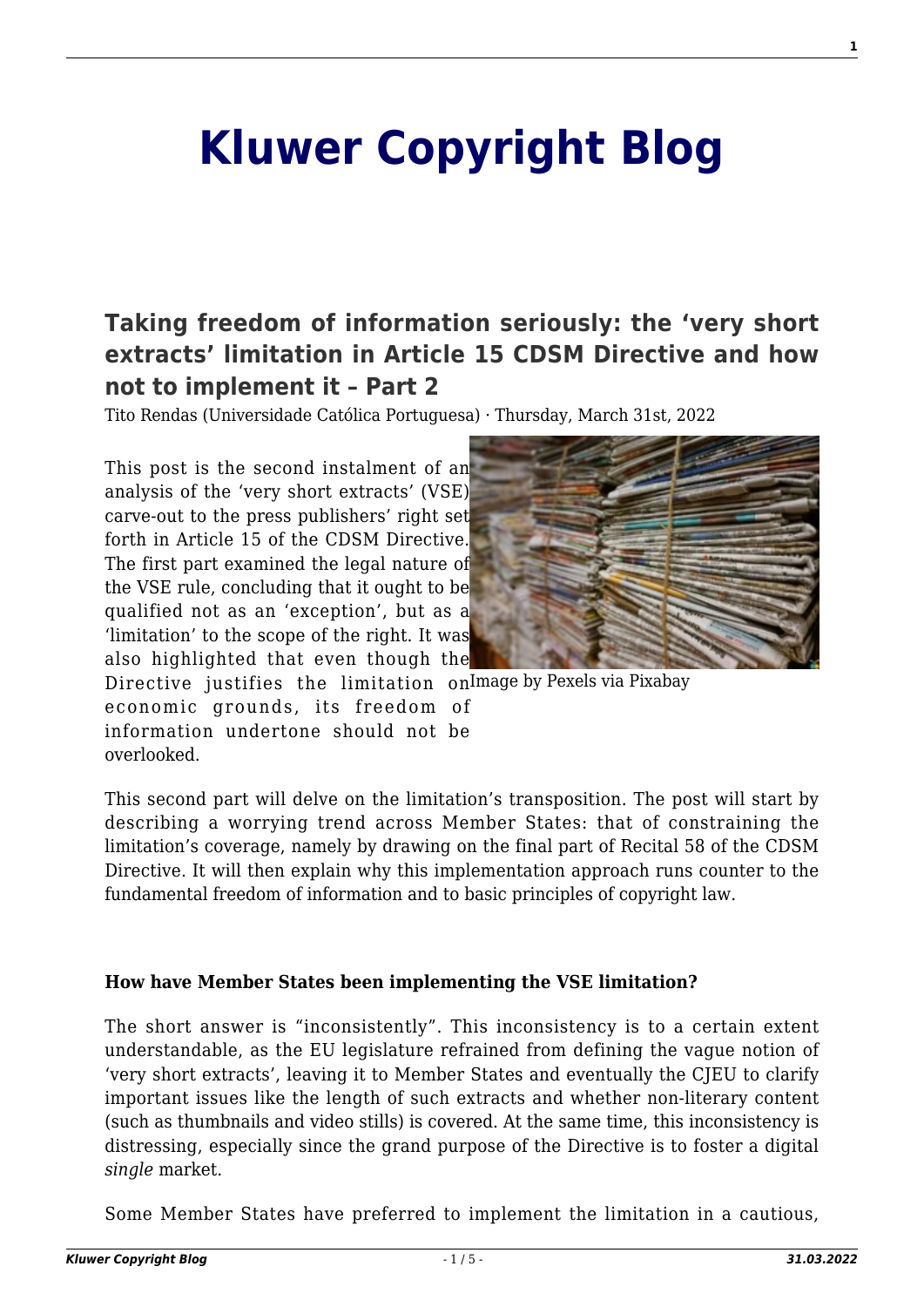# Kluwer Copyright Blog

## Taking freedom of information seriously: the 'very short extracts' limitation in Article 15 CDSM Directive and how not to implement it – Part 2

Tito Rendas (Universidade Católica Portuguesa) · Thursday, March 31st, 2022

This post is the second instalment of an analysis of the 'very short extracts' (VSE) carve-out to the press publishers' right set forth in Article 15 of the CDSM Directive. The first part examined the legal nature of the VSE rule, concluding that it ought to be qualified not as an 'exception', but as a 'limitation' to the scope of the right. It was also highlighted that even though the Directive justifies the limitation on economic grounds, its freedom of information undertone should not be overlooked.

Image by Pexels via Pixabay

This second part will delve on the limitation's transposition. The post will start by describing a worrying trend across Member States: that of constraining the limitation's coverage, namely by drawing on the final part of Recital 58 of the CDSM Directive. It will then explain why this implementation approach runs counter to the fundamental freedom of information and to basic principles of copyright law.

**How have Member States been implementing the VSE limitation?**

The short answer is "inconsistently". This inconsistency is to a certain extent understandable, as the EU legislature refrained from defining the vague notion of 'very short extracts', leaving it to Member States and eventually the CJEU to clarify important issues like the length of such extracts and whether non-literary content (such as thumbnails and video stills) is covered. At the same time, this inconsistency is distressing, especially since the grand purpose of the Directive is to foster a digital *single* market.

Some Member States have preferred to implement the limitation in a cautious,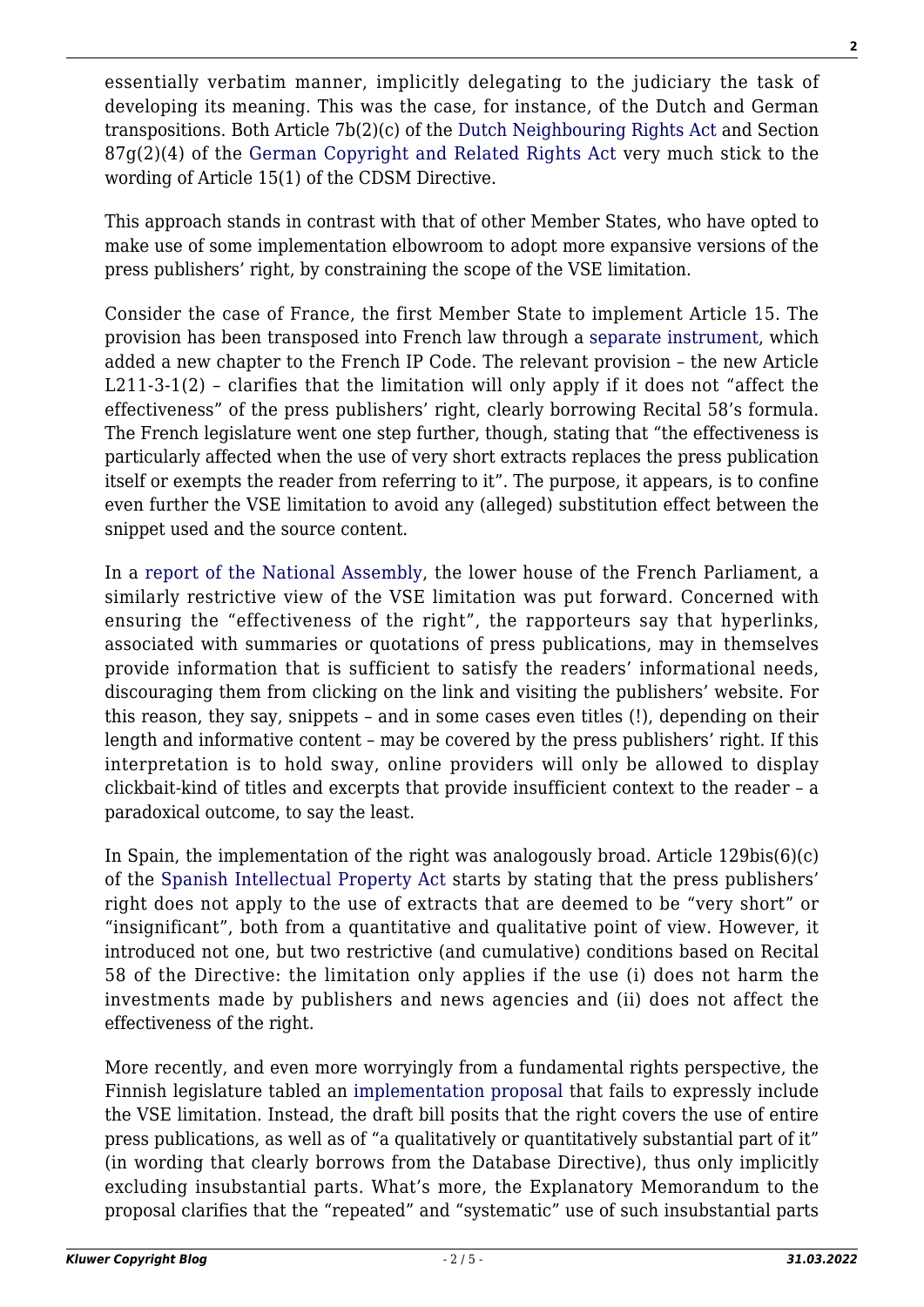essentially verbatim manner, implicitly delegating to the judiciary the task of developing its meaning. This was the case, for instance, of the Dutch and German transpositions. Both Article 7b(2)(c) of the Dutch Neighbouring Rights Act and Section 87g(2)(4) of the German Copyright and Related Rights Act very much stick to the wording of Article 15(1) of the CDSM Directive.

This approach stands in contrast with that of other Member States, who have opted to make use of some implementation elbowroom to adopt more expansive versions of the press publishers' right, by constraining the scope of the VSE limitation.

Consider the case of France, the first Member State to implement Article 15. The provision has been transposed into French law through a separate instrument, which added a new chapter to the French IP Code. The relevant provision – the new Article L211-3-1(2) – clarifies that the limitation will only apply if it does not "affect the effectiveness" of the press publishers' right, clearly borrowing Recital 58's formula. The French legislature went one step further, though, stating that "the effectiveness is particularly affected when the use of very short extracts replaces the press publication itself or exempts the reader from referring to it". The purpose, it appears, is to confine even further the VSE limitation to avoid any (alleged) substitution effect between the snippet used and the source content.

In a report of the National Assembly, the lower house of the French Parliament, a similarly restrictive view of the VSE limitation was put forward. Concerned with ensuring the "effectiveness of the right", the rapporteurs say that hyperlinks, associated with summaries or quotations of press publications, may in themselves provide information that is sufficient to satisfy the readers' informational needs, discouraging them from clicking on the link and visiting the publishers' website. For this reason, they say, snippets – and in some cases even titles (!), depending on their length and informative content – may be covered by the press publishers' right. If this interpretation is to hold sway, online providers will only be allowed to display clickbait-kind of titles and excerpts that provide insufficient context to the reader – a paradoxical outcome, to say the least.

In Spain, the implementation of the right was analogously broad. Article 129bis(6)(c) of the Spanish Intellectual Property Act starts by stating that the press publishers' right does not apply to the use of extracts that are deemed to be "very short" or "insignificant", both from a quantitative and qualitative point of view. However, it introduced not one, but two restrictive (and cumulative) conditions based on Recital 58 of the Directive: the limitation only applies if the use (i) does not harm the investments made by publishers and news agencies and (ii) does not affect the effectiveness of the right.

More recently, and even more worryingly from a fundamental rights perspective, the Finnish legislature tabled an implementation proposal that fails to expressly include the VSE limitation. Instead, the draft bill posits that the right covers the use of entire press publications, as well as of "a qualitatively or quantitatively substantial part of it" (in wording that clearly borrows from the Database Directive), thus only implicitly excluding insubstantial parts. What's more, the Explanatory Memorandum to the proposal clarifies that the "repeated" and "systematic" use of such insubstantial parts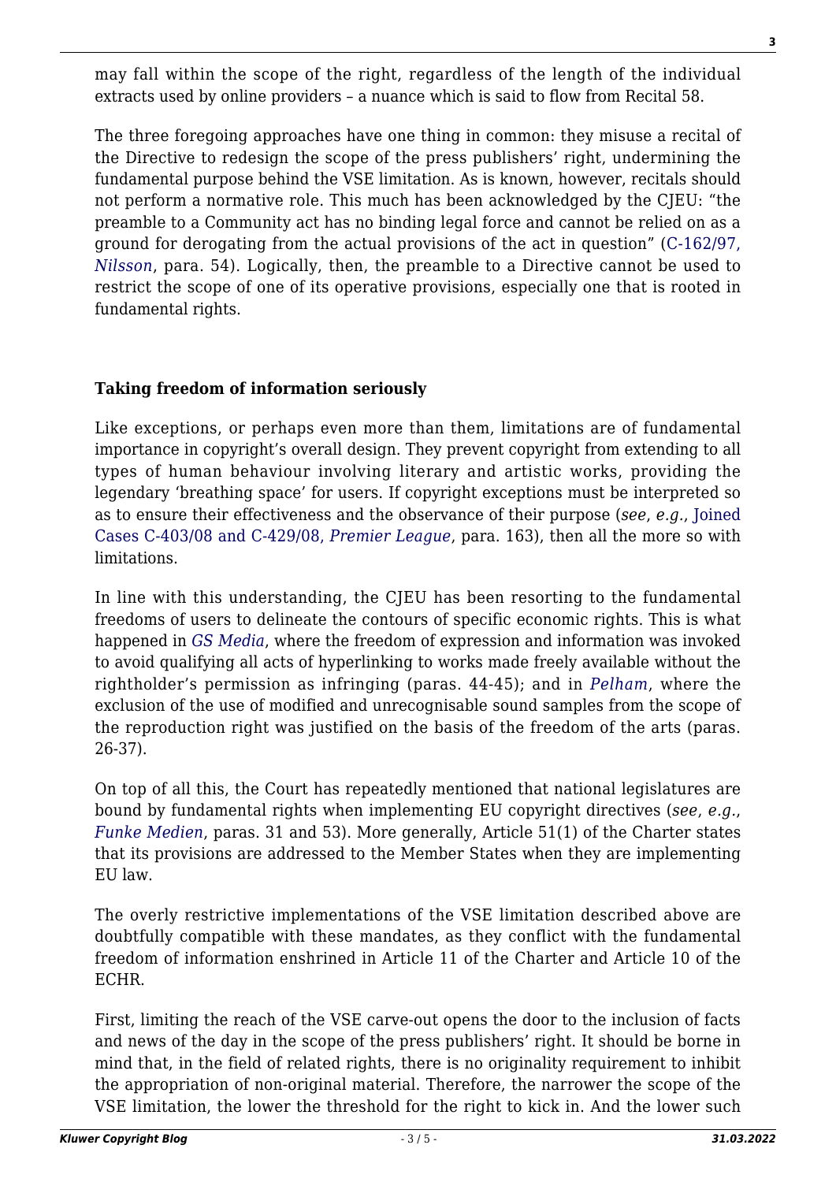may fall within the scope of the right, regardless of the length of the individual extracts used by online providers – a nuance which is said to flow from Recital 58.

The three foregoing approaches have one thing in common: they misuse a recital of the Directive to redesign the scope of the press publishers' right, undermining the fundamental purpose behind the VSE limitation. As is known, however, recitals should not perform a normative role. This much has been acknowledged by the CJEU: "the preamble to a Community act has no binding legal force and cannot be relied on as a ground for derogating from the actual provisions of the act in question" (C-162/97, *Nilsson*, para. 54). Logically, then, the preamble to a Directive cannot be used to restrict the scope of one of its operative provisions, especially one that is rooted in fundamental rights.

**Taking freedom of information seriously**

Like exceptions, or perhaps even more than them, limitations are of fundamental importance in copyright's overall design. They prevent copyright from extending to all types of human behaviour involving literary and artistic works, providing the legendary 'breathing space' for users. If copyright exceptions must be interpreted so as to ensure their effectiveness and the observance of their purpose (*see*, *e.g.*, Joined Cases C-403/08 and C-429/08, *Premier League*, para. 163), then all the more so with limitations.

In line with this understanding, the CJEU has been resorting to the fundamental freedoms of users to delineate the contours of specific economic rights. This is what happened in *GS Media*, where the freedom of expression and information was invoked to avoid qualifying all acts of hyperlinking to works made freely available without the rightholder's permission as infringing (paras. 44-45); and in *Pelham*, where the exclusion of the use of modified and unrecognisable sound samples from the scope of the reproduction right was justified on the basis of the freedom of the arts (paras. 26-37).

On top of all this, the Court has repeatedly mentioned that national legislatures are bound by fundamental rights when implementing EU copyright directives (*see*, *e.g.*, *Funke Medien*, paras. 31 and 53). More generally, Article 51(1) of the Charter states that its provisions are addressed to the Member States when they are implementing EU law.

The overly restrictive implementations of the VSE limitation described above are doubtfully compatible with these mandates, as they conflict with the fundamental freedom of information enshrined in Article 11 of the Charter and Article 10 of the ECHR.

First, limiting the reach of the VSE carve-out opens the door to the inclusion of facts and news of the day in the scope of the press publishers' right. It should be borne in mind that, in the field of related rights, there is no originality requirement to inhibit the appropriation of non-original material. Therefore, the narrower the scope of the VSE limitation, the lower the threshold for the right to kick in. And the lower such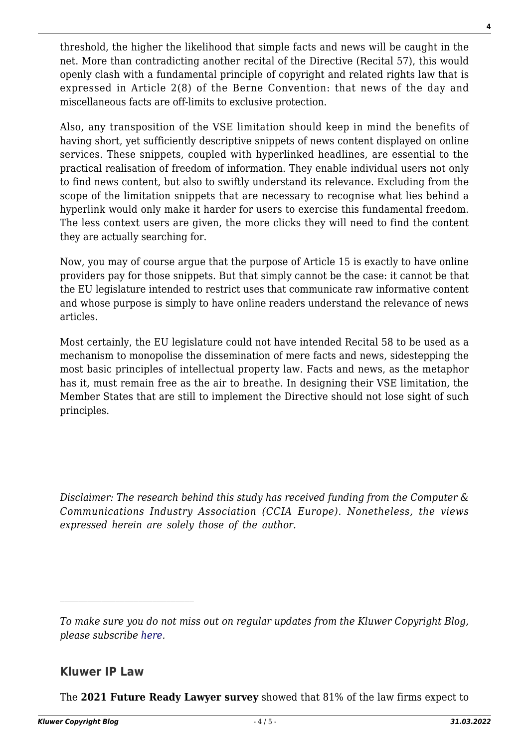threshold, the higher the likelihood that simple facts and news will be caught in the net. More than contradicting another recital of the Directive (Recital 57), this would openly clash with a fundamental principle of copyright and related rights law that is expressed in Article 2(8) of the Berne Convention: that news of the day and miscellaneous facts are off-limits to exclusive protection.

Also, any transposition of the VSE limitation should keep in mind the benefits of having short, yet sufficiently descriptive snippets of news content displayed on online services. These snippets, coupled with hyperlinked headlines, are essential to the practical realisation of freedom of information. They enable individual users not only to find news content, but also to swiftly understand its relevance. Excluding from the scope of the limitation snippets that are necessary to recognise what lies behind a hyperlink would only make it harder for users to exercise this fundamental freedom. The less context users are given, the more clicks they will need to find the content they are actually searching for.

Now, you may of course argue that the purpose of Article 15 is exactly to have online providers pay for those snippets. But that simply cannot be the case: it cannot be that the EU legislature intended to restrict uses that communicate raw informative content and whose purpose is simply to have online readers understand the relevance of news articles.

Most certainly, the EU legislature could not have intended Recital 58 to be used as a mechanism to monopolise the dissemination of mere facts and news, sidestepping the most basic principles of intellectual property law. Facts and news, as the metaphor has it, must remain free as the air to breathe. In designing their VSE limitation, the Member States that are still to implement the Directive should not lose sight of such principles.

*Disclaimer: The research behind this study has received funding from the Computer & Communications Industry Association (CCIA Europe). Nonetheless, the views expressed herein are solely those of the author.*

---

*To make sure you do not miss out on regular updates from the Kluwer Copyright Blog, please subscribe here.*

### Kluwer IP Law

The **2021 Future Ready Lawyer survey** showed that 81% of the law firms expect to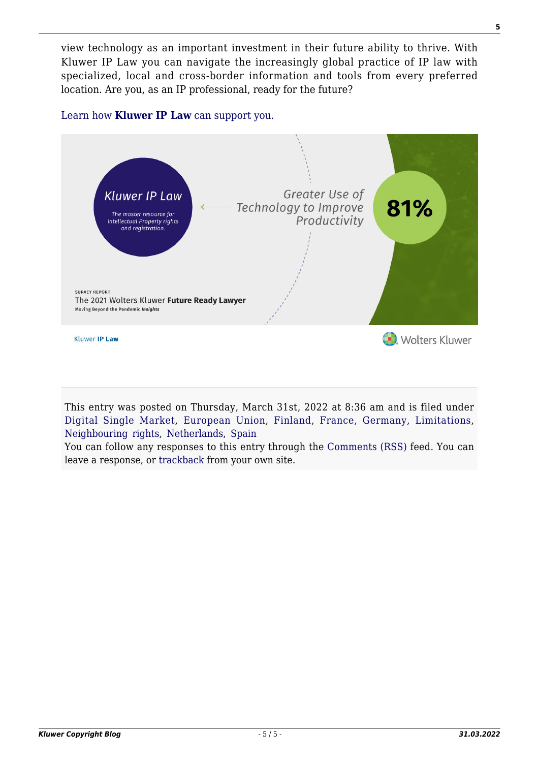view technology as an important investment in their future ability to thrive. With Kluwer IP Law you can navigate the increasingly global practice of IP law with specialized, local and cross-border information and tools from every preferred location. Are you, as an IP professional, ready for the future?

Learn how **Kluwer IP Law** can support you.

Kluwer IP Law

*The master resource for Intellectual Property rights and registration.*

Greater Use of Technology to Improve Productivity

81%

SURVEY REPORT

The 2021 Wolters Kluwer **Future Ready Lawyer**

Moving Beyond the Pandemic *Insights*

Kluwer **IP Law**

Wolters Kluwer

This entry was posted on Thursday, March 31st, 2022 at 8:36 am and is filed under Digital Single Market, European Union, Finland, France, Germany, Limitations, Neighbouring rights, Netherlands, Spain

You can follow any responses to this entry through the Comments (RSS) feed. You can leave a response, or trackback from your own site.